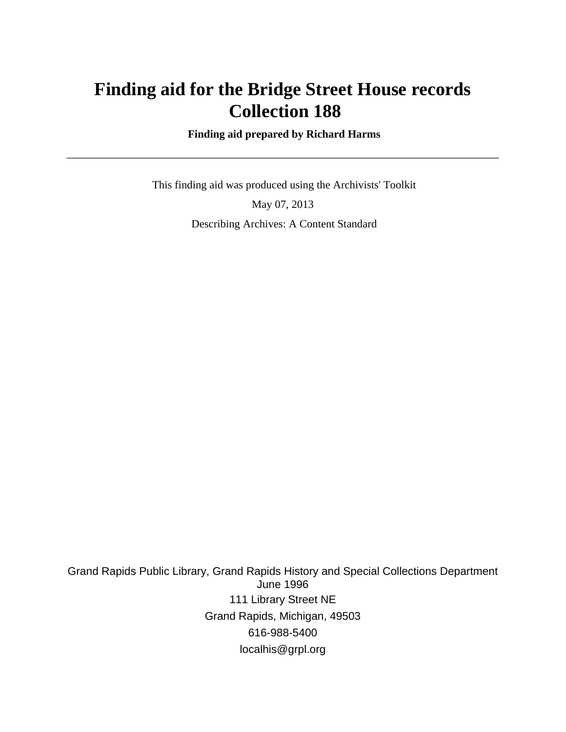# Finding aid for the Bridge Street House records Collection 188

**Finding aid prepared by Richard Harms**

---

This finding aid was produced using the Archivists' Toolkit

May 07, 2013

Describing Archives: A Content Standard

Grand Rapids Public Library, Grand Rapids History and Special Collections Department
June 1996
111 Library Street NE
Grand Rapids, Michigan, 49503
616-988-5400
localhis@grpl.org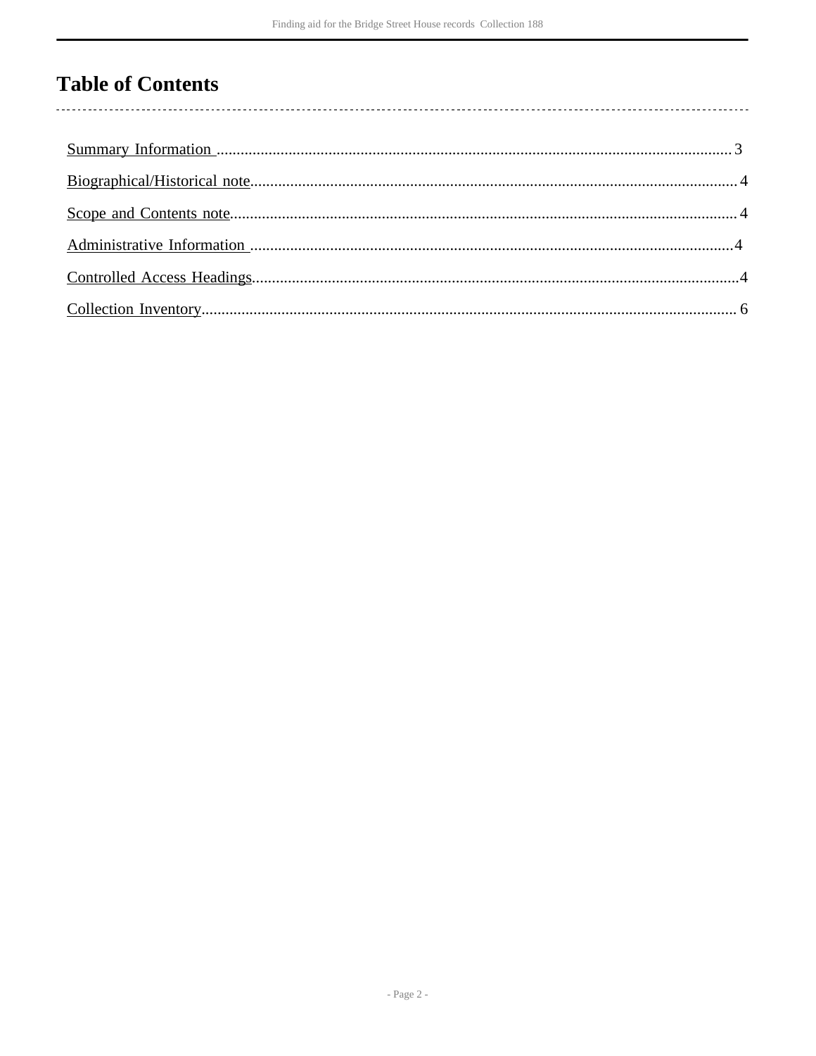# Table of Contents

Summary Information .................................................................................................................................3

Biographical/Historical note........................................................................................................................ 4

Scope and Contents note............................................................................................................................ 4

Administrative Information ........................................................................................................................4

Controlled Access Headings........................................................................................................................4

Collection Inventory.................................................................................................................................... 6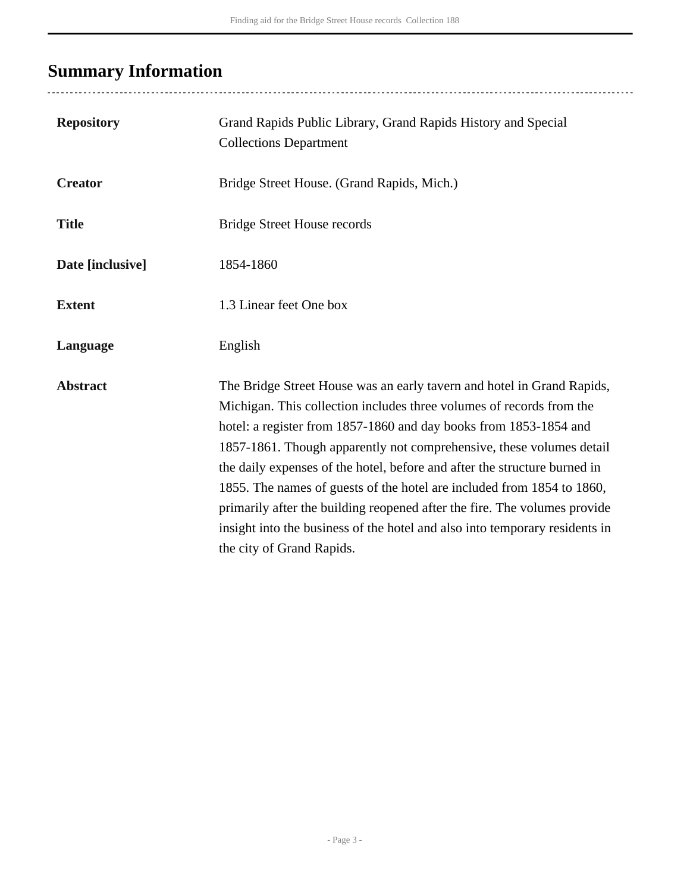## Summary Information

| | |
|---|---|
| **Repository** | Grand Rapids Public Library, Grand Rapids History and Special Collections Department |
| **Creator** | Bridge Street House. (Grand Rapids, Mich.) |
| **Title** | Bridge Street House records |
| **Date [inclusive]** | 1854-1860 |
| **Extent** | 1.3 Linear feet One box |
| **Language** | English |
| **Abstract** | The Bridge Street House was an early tavern and hotel in Grand Rapids, Michigan. This collection includes three volumes of records from the hotel: a register from 1857-1860 and day books from 1853-1854 and 1857-1861. Though apparently not comprehensive, these volumes detail the daily expenses of the hotel, before and after the structure burned in 1855. The names of guests of the hotel are included from 1854 to 1860, primarily after the building reopened after the fire. The volumes provide insight into the business of the hotel and also into temporary residents in the city of Grand Rapids. |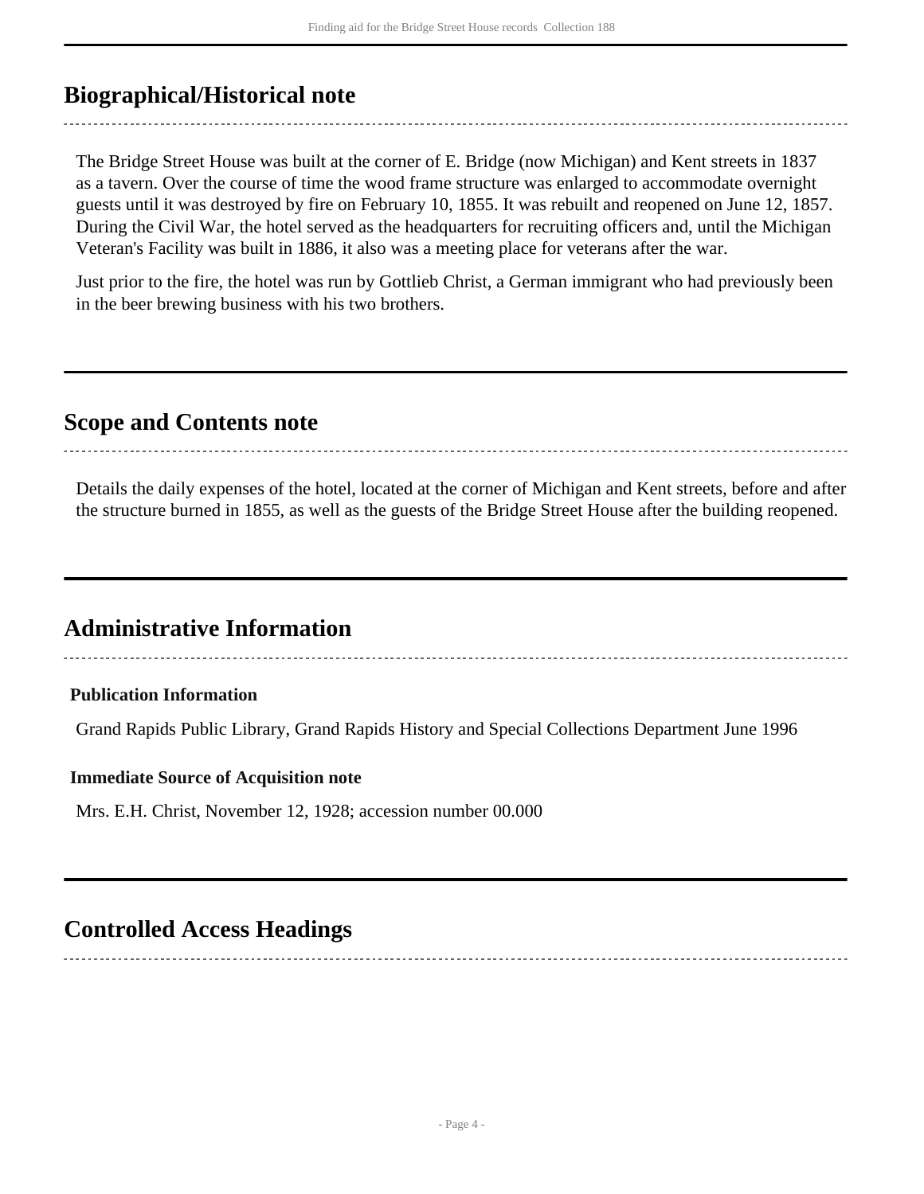## Biographical/Historical note

The Bridge Street House was built at the corner of E. Bridge (now Michigan) and Kent streets in 1837 as a tavern. Over the course of time the wood frame structure was enlarged to accommodate overnight guests until it was destroyed by fire on February 10, 1855. It was rebuilt and reopened on June 12, 1857. During the Civil War, the hotel served as the headquarters for recruiting officers and, until the Michigan Veteran's Facility was built in 1886, it also was a meeting place for veterans after the war.

Just prior to the fire, the hotel was run by Gottlieb Christ, a German immigrant who had previously been in the beer brewing business with his two brothers.

## Scope and Contents note

Details the daily expenses of the hotel, located at the corner of Michigan and Kent streets, before and after the structure burned in 1855, as well as the guests of the Bridge Street House after the building reopened.

## Administrative Information

### Publication Information

Grand Rapids Public Library, Grand Rapids History and Special Collections Department June 1996

### Immediate Source of Acquisition note

Mrs. E.H. Christ, November 12, 1928; accession number 00.000

## Controlled Access Headings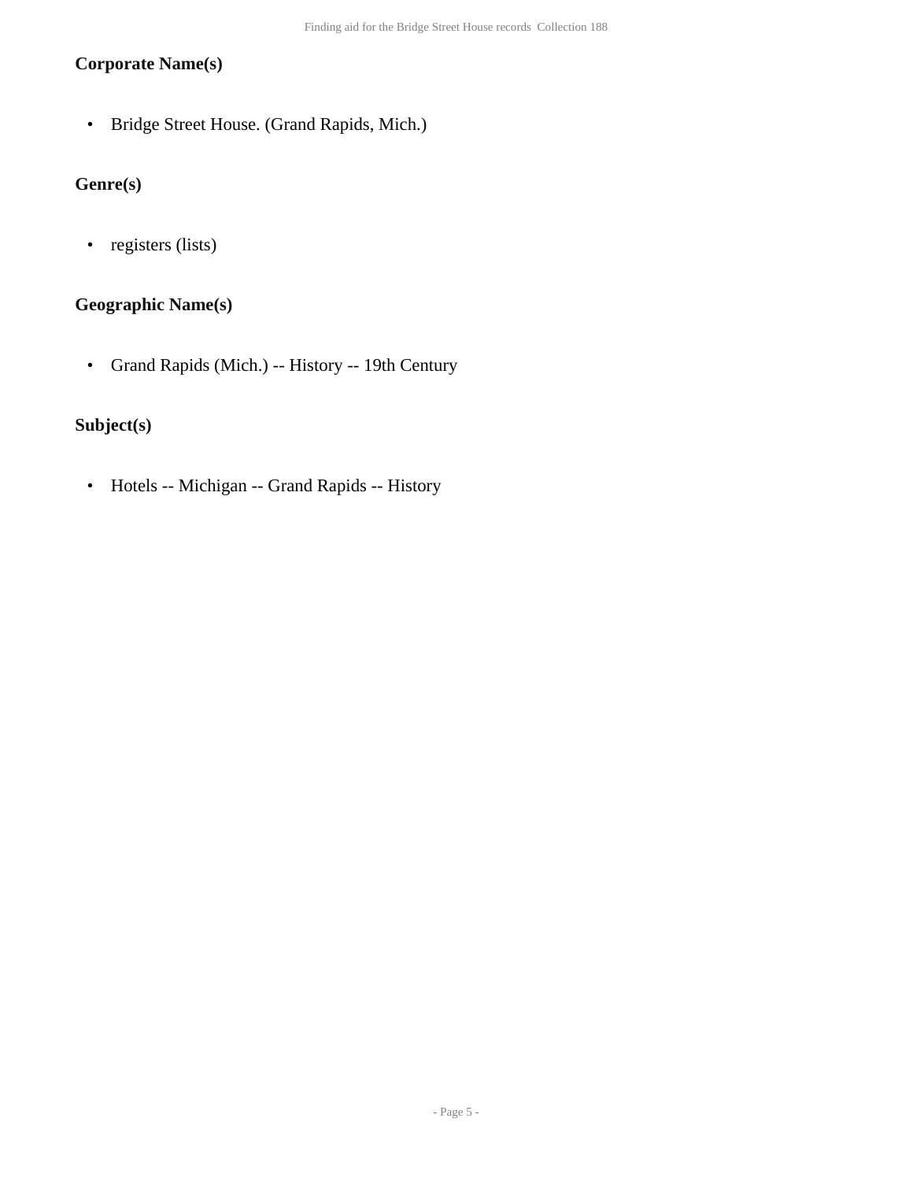### Corporate Name(s)

- Bridge Street House. (Grand Rapids, Mich.)

### Genre(s)

- registers (lists)

### Geographic Name(s)

- Grand Rapids (Mich.) -- History -- 19th Century

### Subject(s)

- Hotels -- Michigan -- Grand Rapids -- History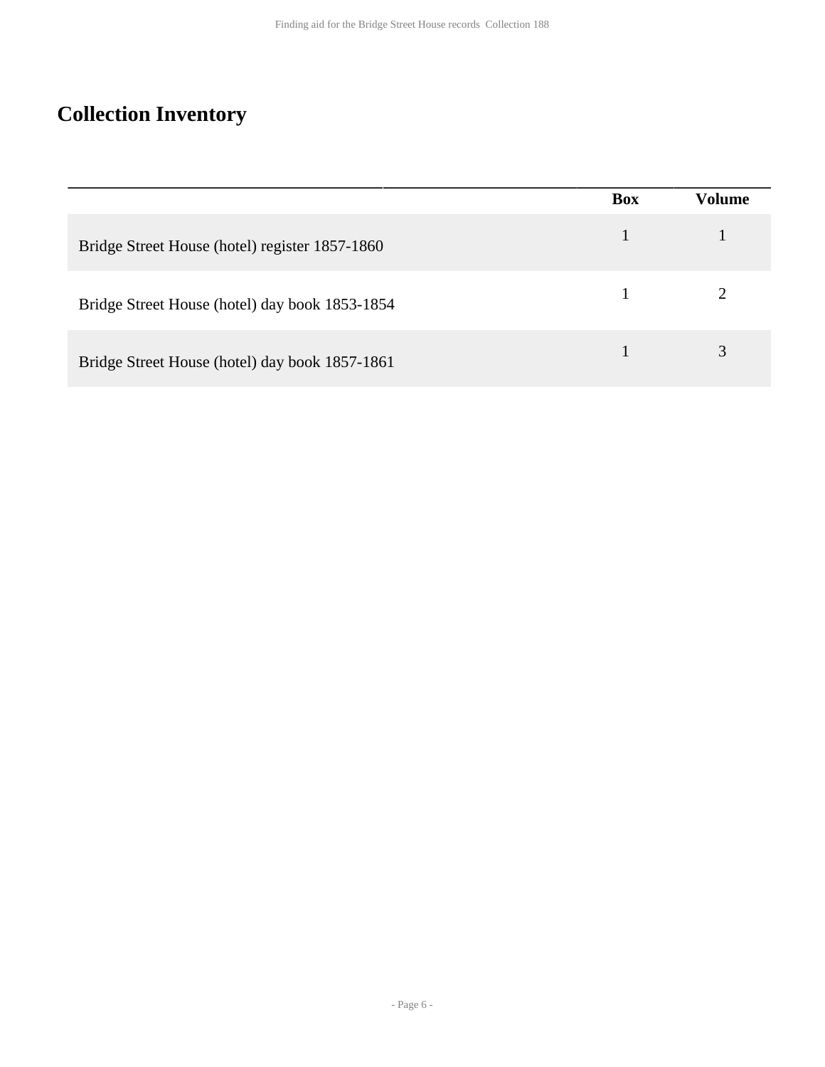## Collection Inventory

| | Box | Volume |
|---|---|---|
| Bridge Street House (hotel) register 1857-1860 | 1 | 1 |
| Bridge Street House (hotel) day book 1853-1854 | 1 | 2 |
| Bridge Street House (hotel) day book 1857-1861 | 1 | 3 |